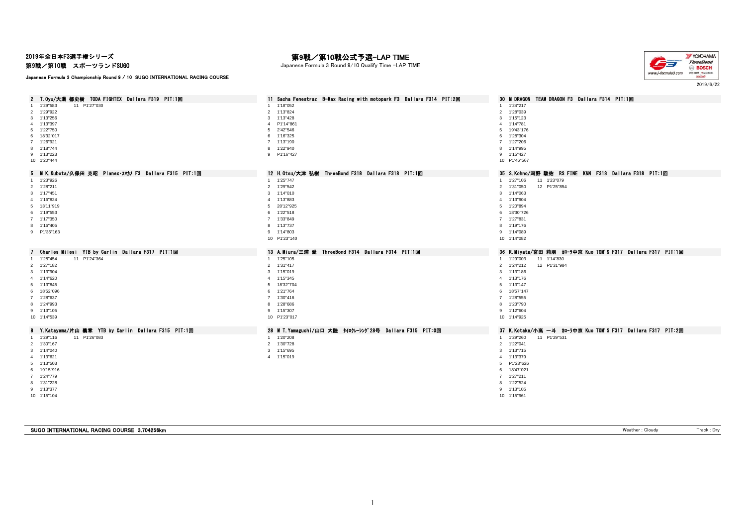2019年全日本F3選手権シリーズ
第9戦／第10戦　スポーツランドSUGO

# 第9戦／第10戦公式予選-LAP TIME

Japanese Formula 3 Round 9/10 Qualify Time -LAP TIME

Japanese Formula 3 Championship Round 9 / 10 SUGO INTERNATIONAL RACING COURSE

2019/6/22

### 2 T.Oyu/大湯 都史樹 TODA FIGHTEX Dallara F319 PIT:1回

| Lap | Time | Lap | Time |
|---|---|---|---|
| 1 | 1'29"583 | 11 | P1'27"030 |
| 2 | 1'29"922 | | |
| 3 | 1'13"256 | | |
| 4 | 1'13"397 | | |
| 5 | 1'22"750 | | |
| 6 | 18'32"017 | | |
| 7 | 1'26"921 | | |
| 8 | 1'18"744 | | |
| 9 | 1'13"223 | | |
| 10 | 1'20"444 | | |

### 5 M K.Kubota/久保田 克昭 Planex-ｽﾏｶﾒ F3 Dallara F315 PIT:1回

| Lap | Time |
|---|---|
| 1 | 1'23"926 |
| 2 | 1'28"211 |
| 3 | 1'17"451 |
| 4 | 1'16"824 |
| 5 | 13'11"919 |
| 6 | 1'19"553 |
| 7 | 1'17"350 |
| 8 | 1'16"405 |
| 9 | P1'36"163 |

### 7 Charles Milesi YTB by Carlin Dallara F317 PIT:1回

| Lap | Time | Lap | Time |
|---|---|---|---|
| 1 | 1'28"454 | 11 | P1'24"364 |
| 2 | 1'27"182 | | |
| 3 | 1'13"904 | | |
| 4 | 1'14"620 | | |
| 5 | 1'13"845 | | |
| 6 | 18'52"096 | | |
| 7 | 1'28"637 | | |
| 8 | 1'24"993 | | |
| 9 | 1'13"105 | | |
| 10 | 1'14"539 | | |

### 8 Y.Katayama/片山 義章 YTB by Carlin Dallara F315 PIT:1回

| Lap | Time | Lap | Time |
|---|---|---|---|
| 1 | 1'29"116 | 11 | P1'26"083 |
| 2 | 1'30"167 | | |
| 3 | 1'14"040 | | |
| 4 | 1'13"621 | | |
| 5 | 1'13"503 | | |
| 6 | 19'15"916 | | |
| 7 | 1'24"779 | | |
| 8 | 1'31"228 | | |
| 9 | 1'13"377 | | |
| 10 | 1'15"104 | | |

### 11 Sacha Fenestraz B-Max Racing with motopark F3 Dallara F314 PIT:2回

| Lap | Time |
|---|---|
| 1 | 1'18"052 |
| 2 | 1'13"824 |
| 3 | 1'13"428 |
| 4 | P1'14"861 |
| 5 | 2'42"546 |
| 6 | 1'16"325 |
| 7 | 1'13"190 |
| 8 | 1'22"940 |
| 9 | P1'16"427 |

### 12 H.Otsu/大津 弘樹 ThreeBond F318 Dallara F318 PIT:1回

| Lap | Time |
|---|---|
| 1 | 1'25"747 |
| 2 | 1'29"542 |
| 3 | 1'14"010 |
| 4 | 1'13"883 |
| 5 | 20'12"925 |
| 6 | 1'22"518 |
| 7 | 1'33"849 |
| 8 | 1'13"737 |
| 9 | 1'14"803 |
| 10 | P1'23"140 |

### 13 A.Miura/三浦 愛 ThreeBond F314 Dallara F314 PIT:1回

| Lap | Time |
|---|---|
| 1 | 1'25"105 |
| 2 | 1'31"417 |
| 3 | 1'15"019 |
| 4 | 1'15"345 |
| 5 | 18'32"704 |
| 6 | 1'21"764 |
| 7 | 1'30"416 |
| 8 | 1'28"686 |
| 9 | 1'15"307 |
| 10 | P1'23"017 |

### 28 M T.Yamaguchi/山口 大陸 ﾀｲﾛｸﾚｰｼﾝｸﾞ28号 Dallara F315 PIT:0回

| Lap | Time |
|---|---|
| 1 | 1'20"208 |
| 2 | 1'30"728 |
| 3 | 1'15"695 |
| 4 | 1'15"019 |

### 30 M DRAGON TEAM DRAGON F3 Dallara F314 PIT:1回

| Lap | Time |
|---|---|
| 1 | 1'24"217 |
| 2 | 1'28"039 |
| 3 | 1'15"123 |
| 4 | 1'14"781 |
| 5 | 19'43"176 |
| 6 | 1'28"304 |
| 7 | 1'27"206 |
| 8 | 1'14"995 |
| 9 | 1'15"427 |
| 10 | P1'46"567 |

### 35 S.Kohno/河野 駿佑 RS FINE K&N F318 Dallara F318 PIT:1回

| Lap | Time | Lap | Time |
|---|---|---|---|
| 1 | 1'27"106 | 11 | 1'23"079 |
| 2 | 1'31"050 | 12 | P1'25"854 |
| 3 | 1'14"063 | | |
| 4 | 1'13"904 | | |
| 5 | 1'20"894 | | |
| 6 | 18'30"726 | | |
| 7 | 1'27"831 | | |
| 8 | 1'19"176 | | |
| 9 | 1'14"089 | | |
| 10 | 1'14"082 | | |

### 36 R.Miyata/宮田 莉朋 ｶﾛｰﾗ中京 Kuo TOM'S F317 Dallara F317 PIT:1回

| Lap | Time | Lap | Time |
|---|---|---|---|
| 1 | 1'29"003 | 11 | 1'14"830 |
| 2 | 1'24"212 | 12 | P1'31"984 |
| 3 | 1'13"186 | | |
| 4 | 1'13"176 | | |
| 5 | 1'13"147 | | |
| 6 | 18'57"147 | | |
| 7 | 1'28"555 | | |
| 8 | 1'23"790 | | |
| 9 | 1'12"604 | | |
| 10 | 1'14"925 | | |

### 37 K.Kotaka/小高 一斗 ｶﾛｰﾗ中京 Kuo TOM'S F317 Dallara F317 PIT:2回

| Lap | Time | Lap | Time |
|---|---|---|---|
| 1 | 1'29"260 | 11 | P1'29"531 |
| 2 | 1'22"041 | | |
| 3 | 1'13"715 | | |
| 4 | 1'13"379 | | |
| 5 | P1'23"626 | | |
| 6 | 18'47"021 | | |
| 7 | 1'27"211 | | |
| 8 | 1'22"524 | | |
| 9 | 1'13"105 | | |
| 10 | 1'15"961 | | |

SUGO INTERNATIONAL RACING COURSE 3.704256km　　Weather : Cloudy　　Track : Dry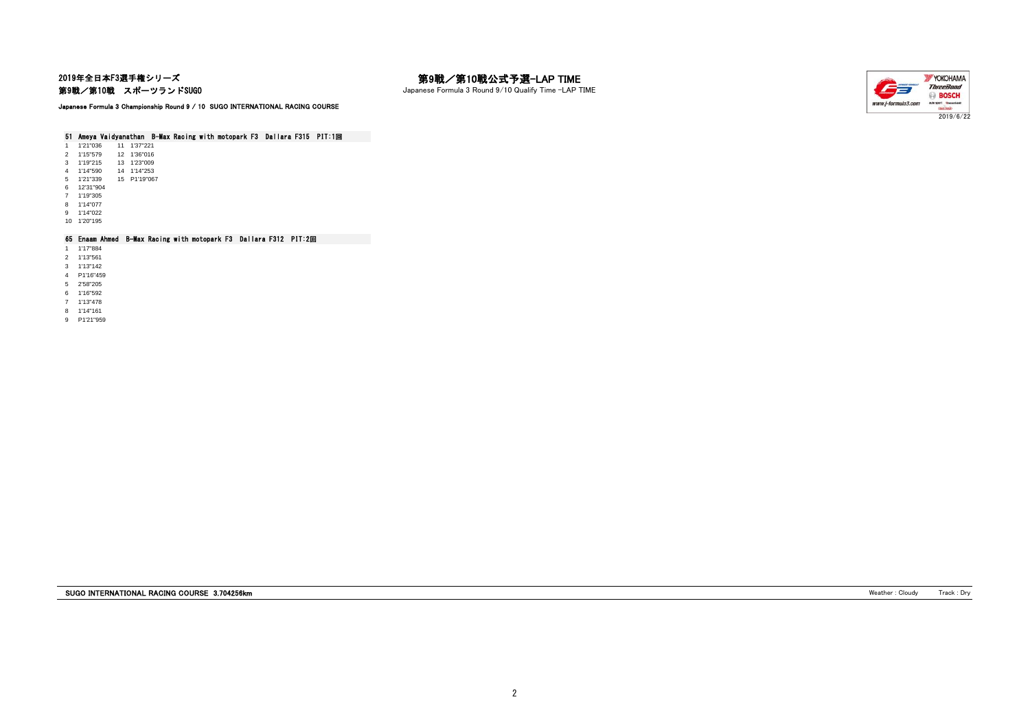2019年全日本F3選手権シリーズ
第9戦／第10戦　スポーツランドSUGO

Japanese Formula 3 Championship Round 9 / 10 SUGO INTERNATIONAL RACING COURSE

# 第9戦／第10戦公式予選-LAP TIME

Japanese Formula 3 Round 9/10 Qualify Time -LAP TIME

2019/6/22

### 51 Ameya Vaidyanathan B-Max Racing with motopark F3 Dallara F315 PIT:1回

| | | | |
|---|---|---|---|
| 1 | 1'21"036 | 11 | 1'37"221 |
| 2 | 1'15"579 | 12 | 1'36"016 |
| 3 | 1'19"215 | 13 | 1'23"009 |
| 4 | 1'14"590 | 14 | 1'14"253 |
| 5 | 1'21"339 | 15 | P1'19"067 |
| 6 | 12'31"904 | | |
| 7 | 1'19"305 | | |
| 8 | 1'14"077 | | |
| 9 | 1'14"022 | | |
| 10 | 1'20"195 | | |

### 65 Enaam Ahmed B-Max Racing with motopark F3 Dallara F312 PIT:2回

| | |
|---|---|
| 1 | 1'17"884 |
| 2 | 1'13"561 |
| 3 | 1'13"142 |
| 4 | P1'16"459 |
| 5 | 2'58"205 |
| 6 | 1'16"592 |
| 7 | 1'13"478 |
| 8 | 1'14"161 |
| 9 | P1'21"959 |

SUGO INTERNATIONAL RACING COURSE 3.704256km

Weather : Cloudy　Track : Dry